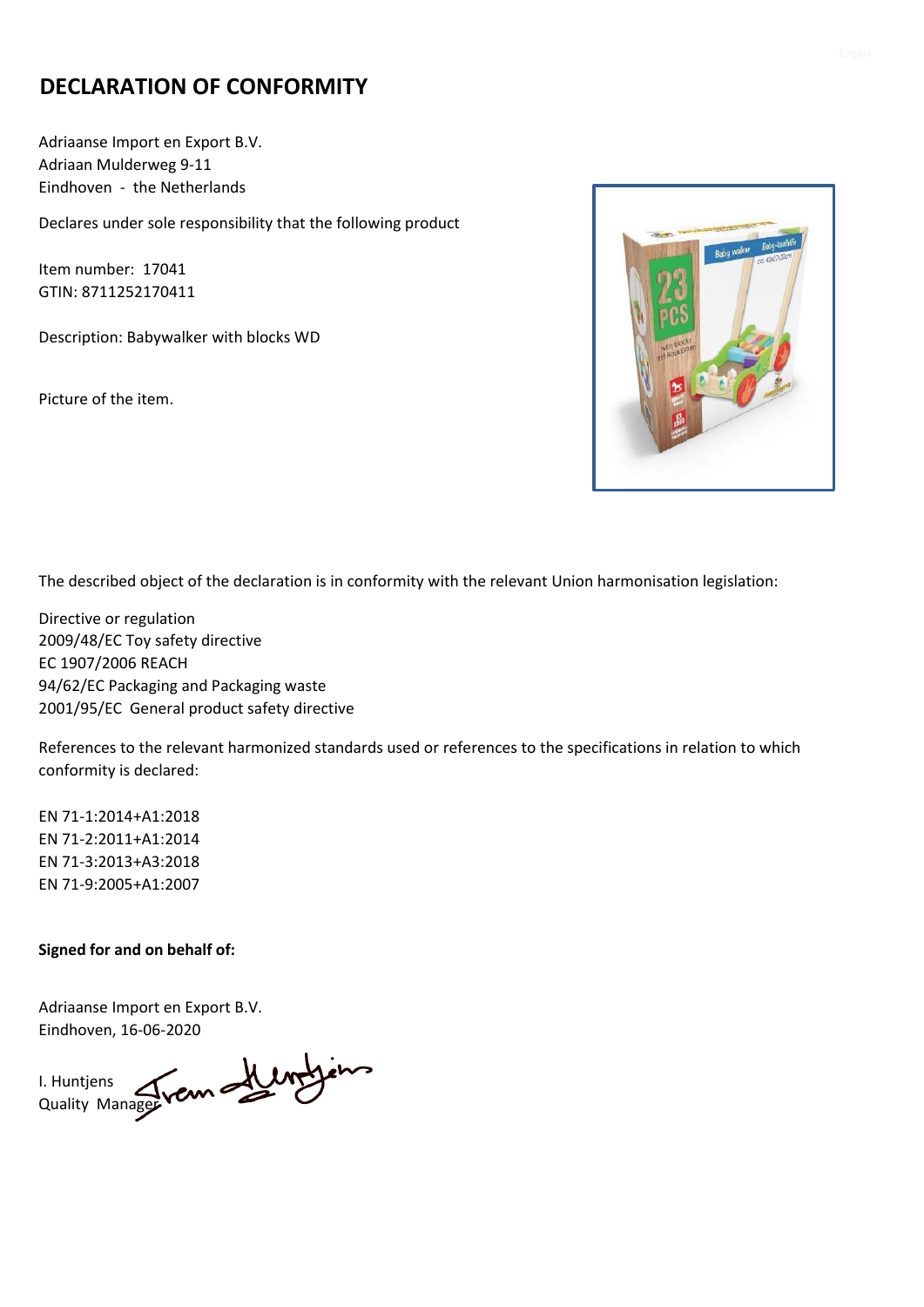# DECLARATION OF CONFORMITY

Adriaanse Import en Export B.V.
Adriaan Mulderweg 9-11
Eindhoven - the Netherlands

Declares under sole responsibility that the following product

Item number: 17041
GTIN: 8711252170411

Description: Babywalker with blocks WD

Picture of the item.

The described object of the declaration is in conformity with the relevant Union harmonisation legislation:

Directive or regulation
2009/48/EC Toy safety directive
EC 1907/2006 REACH
94/62/EC Packaging and Packaging waste
2001/95/EC General product safety directive

References to the relevant harmonized standards used or references to the specifications in relation to which conformity is declared:

EN 71-1:2014+A1:2018
EN 71-2:2011+A1:2014
EN 71-3:2013+A3:2018
EN 71-9:2005+A1:2007

**Signed for and on behalf of:**

Adriaanse Import en Export B.V.
Eindhoven, 16-06-2020

I. Huntjens
Quality Manager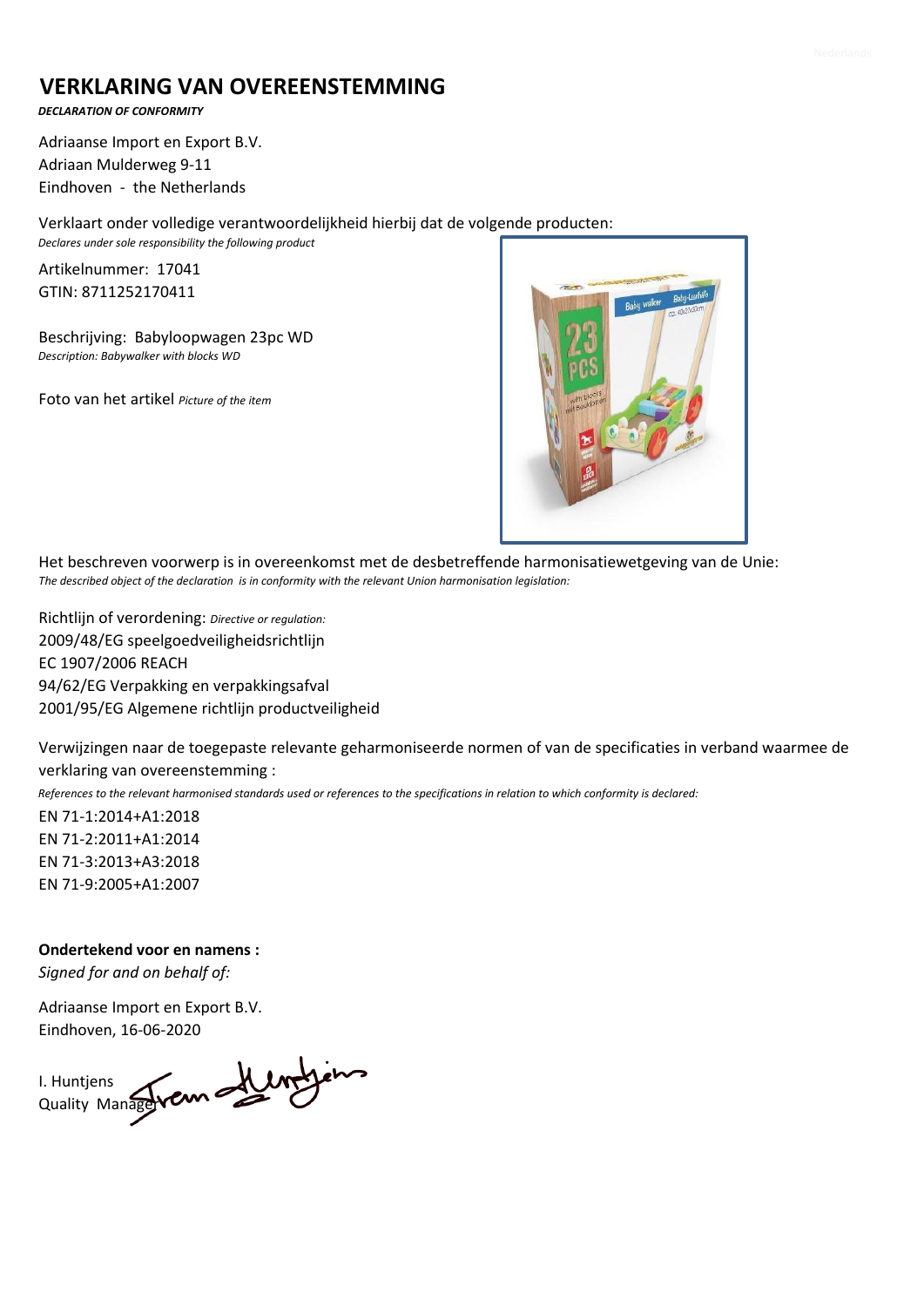# VERKLARING VAN OVEREENSTEMMING

***DECLARATION OF CONFORMITY***

Adriaanse Import en Export B.V.
Adriaan Mulderweg 9-11
Eindhoven - the Netherlands

Verklaart onder volledige verantwoordelijkheid hierbij dat de volgende producten:
*Declares under sole responsibility the following product*

Artikelnummer: 17041
GTIN: 8711252170411

Beschrijving: Babyloopwagen 23pc WD
*Description: Babywalker with blocks WD*

Foto van het artikel *Picture of the item*

Het beschreven voorwerp is in overeenkomst met de desbetreffende harmonisatiewetgeving van de Unie:
*The described object of the declaration is in conformity with the relevant Union harmonisation legislation:*

Richtlijn of verordening: *Directive or regulation:*
2009/48/EG speelgoedveiligheidsrichtlijn
EC 1907/2006 REACH
94/62/EG Verpakking en verpakkingsafval
2001/95/EG Algemene richtlijn productveiligheid

Verwijzingen naar de toegepaste relevante geharmoniseerde normen of van de specificaties in verband waarmee de verklaring van overeenstemming :
*References to the relevant harmonised standards used or references to the specifications in relation to which conformity is declared:*

EN 71-1:2014+A1:2018
EN 71-2:2011+A1:2014
EN 71-3:2013+A3:2018
EN 71-9:2005+A1:2007

**Ondertekend voor en namens :**
*Signed for and on behalf of:*

Adriaanse Import en Export B.V.
Eindhoven, 16-06-2020

I. Huntjens
Quality Manager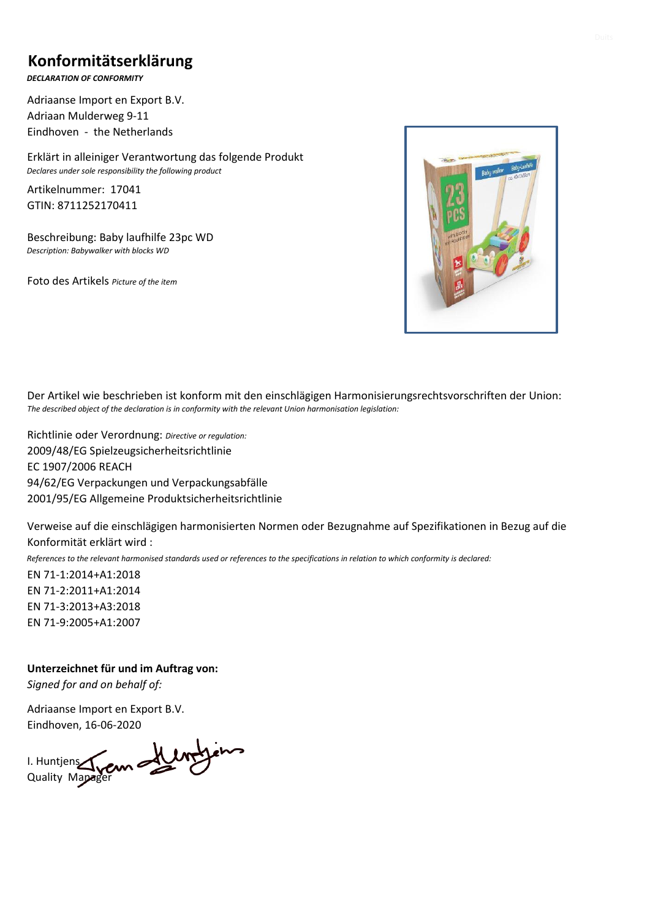# Konformitätserklärung

***DECLARATION OF CONFORMITY***

Adriaanse Import en Export B.V.
Adriaan Mulderweg 9-11
Eindhoven - the Netherlands

Erklärt in alleiniger Verantwortung das folgende Produkt
*Declares under sole responsibility the following product*

Artikelnummer: 17041
GTIN: 8711252170411

Beschreibung: Baby laufhilfe 23pc WD
*Description: Babywalker with blocks WD*

Foto des Artikels *Picture of the item*

Der Artikel wie beschrieben ist konform mit den einschlägigen Harmonisierungsrechtsvorschriften der Union:
*The described object of the declaration is in conformity with the relevant Union harmonisation legislation:*

Richtlinie oder Verordnung: *Directive or regulation:*
2009/48/EG Spielzeugsicherheitsrichtlinie
EC 1907/2006 REACH
94/62/EG Verpackungen und Verpackungsabfälle
2001/95/EG Allgemeine Produktsicherheitsrichtlinie

Verweise auf die einschlägigen harmonisierten Normen oder Bezugnahme auf Spezifikationen in Bezug auf die Konformität erklärt wird :
*References to the relevant harmonised standards used or references to the specifications in relation to which conformity is declared:*

EN 71-1:2014+A1:2018
EN 71-2:2011+A1:2014
EN 71-3:2013+A3:2018
EN 71-9:2005+A1:2007

**Unterzeichnet für und im Auftrag von:**
*Signed for and on behalf of:*

Adriaanse Import en Export B.V.
Eindhoven, 16-06-2020

I. Huntjens
Quality Manager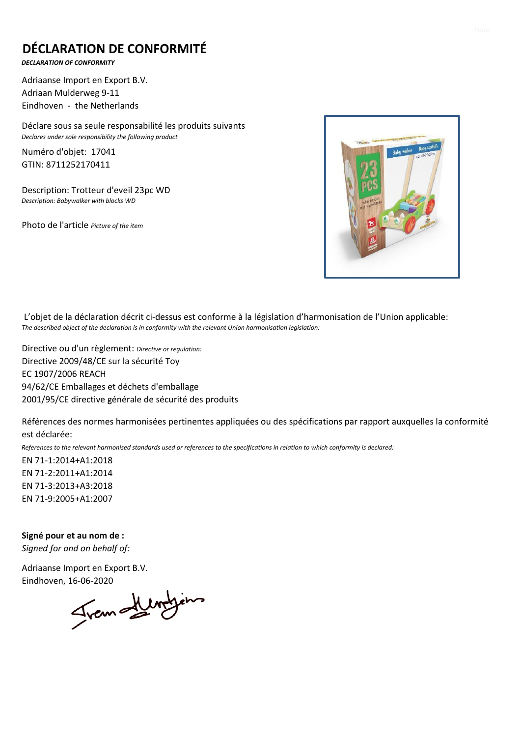# DÉCLARATION DE CONFORMITÉ

***DECLARATION OF CONFORMITY***

Adriaanse Import en Export B.V.
Adriaan Mulderweg 9-11
Eindhoven - the Netherlands

Déclare sous sa seule responsabilité les produits suivants
*Declares under sole responsibility the following product*

Numéro d'objet: 17041
GTIN: 8711252170411

Description: Trotteur d'eveil 23pc WD
*Description: Babywalker with blocks WD*

Photo de l'article *Picture of the item*

L'objet de la déclaration décrit ci-dessus est conforme à la législation d'harmonisation de l'Union applicable:
*The described object of the declaration is in conformity with the relevant Union harmonisation legislation:*

Directive ou d'un règlement: *Directive or regulation:*
Directive 2009/48/CE sur la sécurité Toy
EC 1907/2006 REACH
94/62/CE Emballages et déchets d'emballage
2001/95/CE directive générale de sécurité des produits

Références des normes harmonisées pertinentes appliquées ou des spécifications par rapport auxquelles la conformité est déclarée:
*References to the relevant harmonised standards used or references to the specifications in relation to which conformity is declared:*
EN 71-1:2014+A1:2018
EN 71-2:2011+A1:2014
EN 71-3:2013+A3:2018
EN 71-9:2005+A1:2007

**Signé pour et au nom de :**
*Signed for and on behalf of:*

Adriaanse Import en Export B.V.
Eindhoven, 16-06-2020